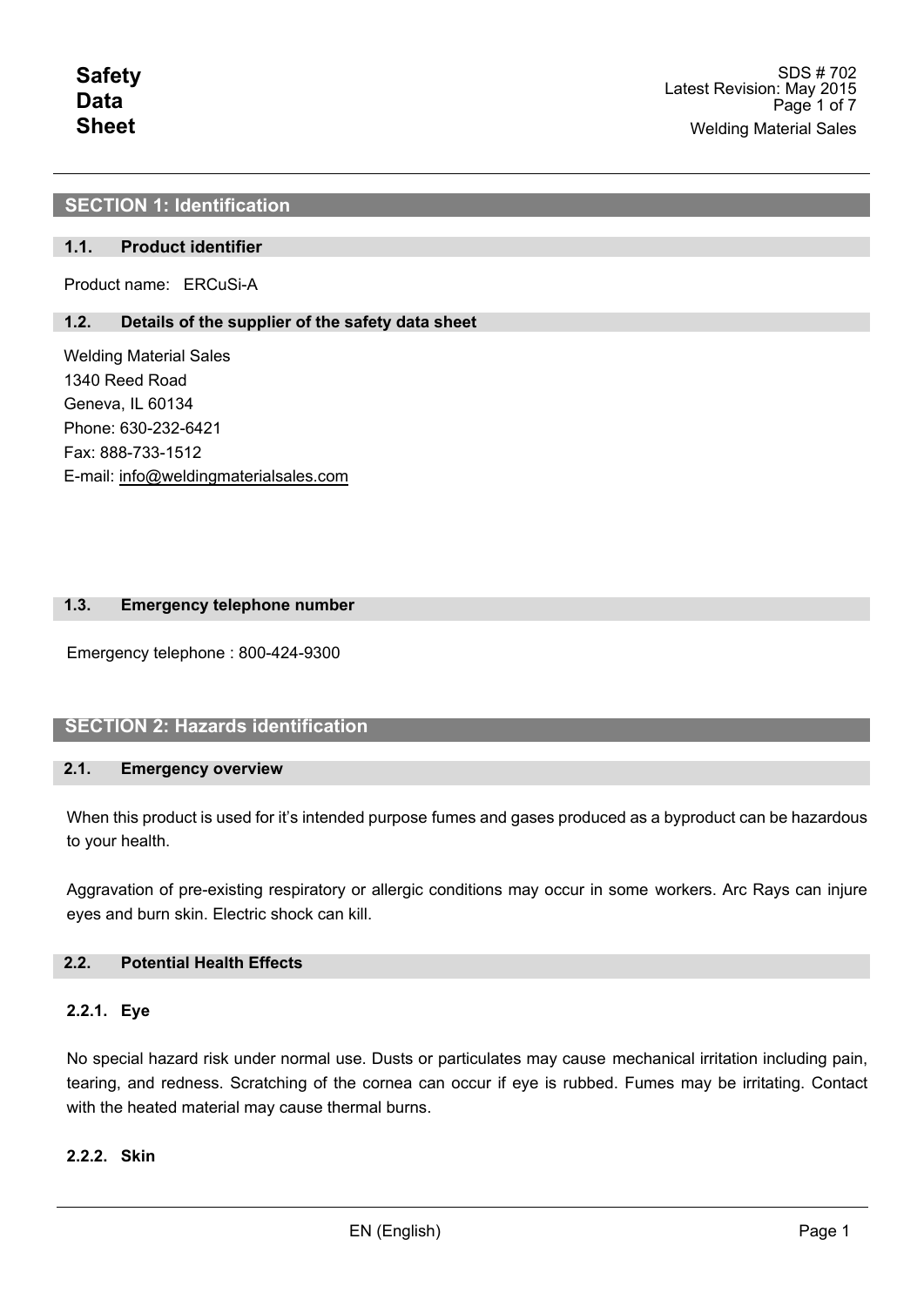# Safety Data Sheet

SDS # 702
Latest Revision: May 2015
Welding Material Sales

## SECTION 1: Identification

### 1.1. Product identifier

Product name: ERCuSi-A

### 1.2. Details of the supplier of the safety data sheet

Welding Material Sales
1340 Reed Road
Geneva, IL 60134
Phone: 630-232-6421
Fax: 888-733-1512
E-mail: info@weldingmaterialsales.com

### 1.3. Emergency telephone number

Emergency telephone : 800-424-9300

## SECTION 2: Hazards identification

### 2.1. Emergency overview

When this product is used for it's intended purpose fumes and gases produced as a byproduct can be hazardous to your health.

Aggravation of pre-existing respiratory or allergic conditions may occur in some workers. Arc Rays can injure eyes and burn skin. Electric shock can kill.

### 2.2. Potential Health Effects

#### 2.2.1. Eye

No special hazard risk under normal use. Dusts or particulates may cause mechanical irritation including pain, tearing, and redness. Scratching of the cornea can occur if eye is rubbed. Fumes may be irritating. Contact with the heated material may cause thermal burns.

#### 2.2.2. Skin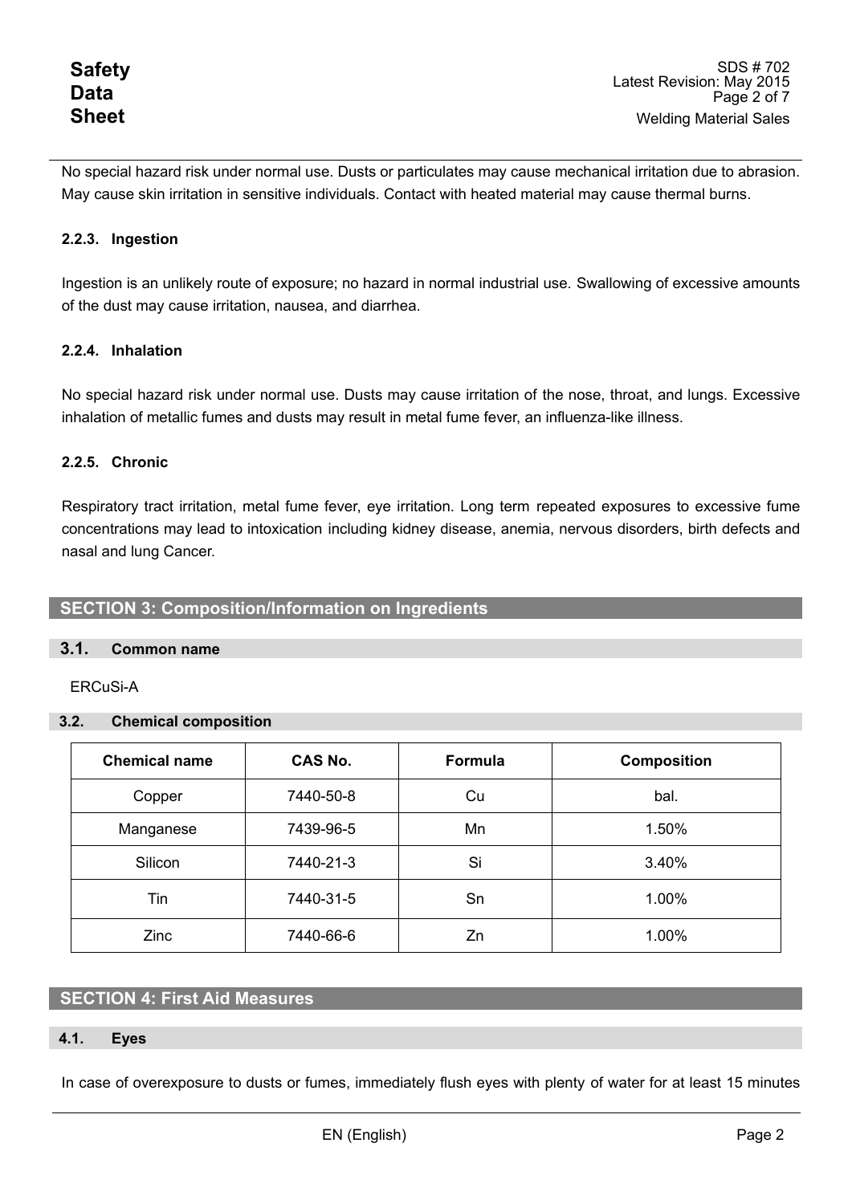No special hazard risk under normal use. Dusts or particulates may cause mechanical irritation due to abrasion. May cause skin irritation in sensitive individuals. Contact with heated material may cause thermal burns.

#### 2.2.3. Ingestion

Ingestion is an unlikely route of exposure; no hazard in normal industrial use. Swallowing of excessive amounts of the dust may cause irritation, nausea, and diarrhea.

#### 2.2.4. Inhalation

No special hazard risk under normal use. Dusts may cause irritation of the nose, throat, and lungs. Excessive inhalation of metallic fumes and dusts may result in metal fume fever, an influenza-like illness.

#### 2.2.5. Chronic

Respiratory tract irritation, metal fume fever, eye irritation. Long term repeated exposures to excessive fume concentrations may lead to intoxication including kidney disease, anemia, nervous disorders, birth defects and nasal and lung Cancer.

## SECTION 3: Composition/Information on Ingredients

### 3.1. Common name

ERCuSi-A

### 3.2. Chemical composition

| Chemical name | CAS No. | Formula | Composition |
|---|---|---|---|
| Copper | 7440-50-8 | Cu | bal. |
| Manganese | 7439-96-5 | Mn | 1.50% |
| Silicon | 7440-21-3 | Si | 3.40% |
| Tin | 7440-31-5 | Sn | 1.00% |
| Zinc | 7440-66-6 | Zn | 1.00% |

## SECTION 4: First Aid Measures

### 4.1. Eyes

In case of overexposure to dusts or fumes, immediately flush eyes with plenty of water for at least 15 minutes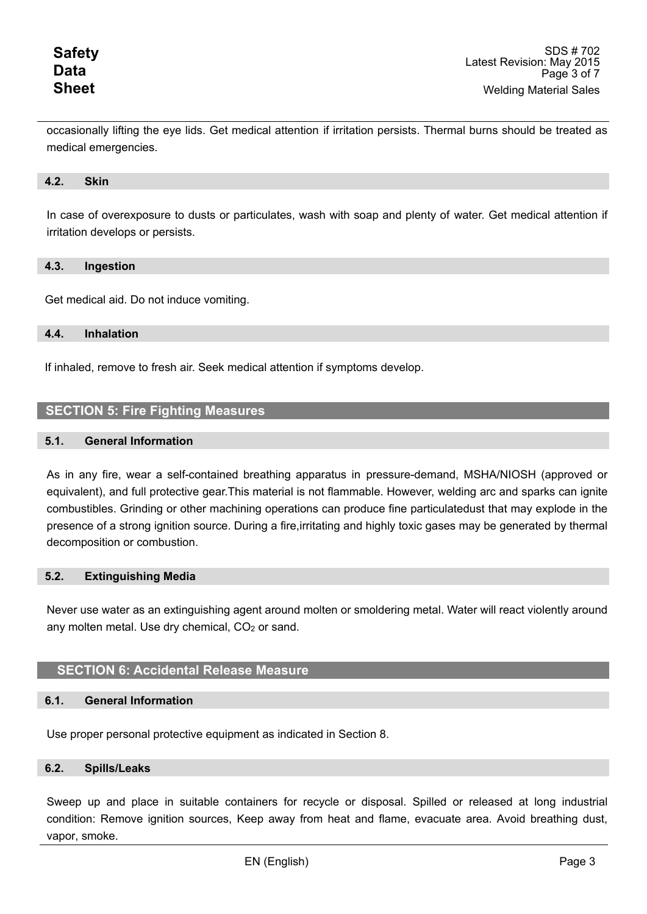occasionally lifting the eye lids. Get medical attention if irritation persists. Thermal burns should be treated as medical emergencies.

### 4.2. Skin

In case of overexposure to dusts or particulates, wash with soap and plenty of water. Get medical attention if irritation develops or persists.

### 4.3. Ingestion

Get medical aid. Do not induce vomiting.

### 4.4. Inhalation

If inhaled, remove to fresh air. Seek medical attention if symptoms develop.

## SECTION 5: Fire Fighting Measures

### 5.1. General Information

As in any fire, wear a self-contained breathing apparatus in pressure-demand, MSHA/NIOSH (approved or equivalent), and full protective gear.This material is not flammable. However, welding arc and sparks can ignite combustibles. Grinding or other machining operations can produce fine particulatedust that may explode in the presence of a strong ignition source. During a fire,irritating and highly toxic gases may be generated by thermal decomposition or combustion.

### 5.2. Extinguishing Media

Never use water as an extinguishing agent around molten or smoldering metal. Water will react violently around any molten metal. Use dry chemical, $CO_2$ or sand.

## SECTION 6: Accidental Release Measure

### 6.1. General Information

Use proper personal protective equipment as indicated in Section 8.

### 6.2. Spills/Leaks

Sweep up and place in suitable containers for recycle or disposal. Spilled or released at long industrial condition: Remove ignition sources, Keep away from heat and flame, evacuate area. Avoid breathing dust, vapor, smoke.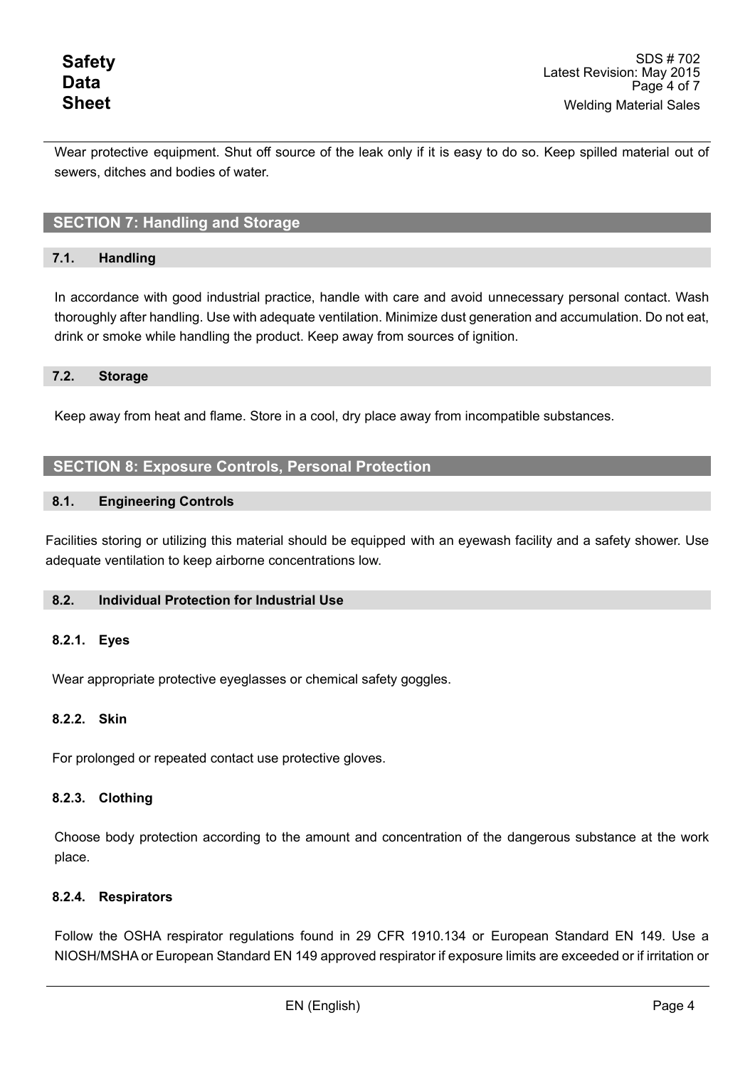Wear protective equipment. Shut off source of the leak only if it is easy to do so. Keep spilled material out of sewers, ditches and bodies of water.

## SECTION 7: Handling and Storage

### 7.1. Handling

In accordance with good industrial practice, handle with care and avoid unnecessary personal contact. Wash thoroughly after handling. Use with adequate ventilation. Minimize dust generation and accumulation. Do not eat, drink or smoke while handling the product. Keep away from sources of ignition.

### 7.2. Storage

Keep away from heat and flame. Store in a cool, dry place away from incompatible substances.

## SECTION 8: Exposure Controls, Personal Protection

### 8.1. Engineering Controls

Facilities storing or utilizing this material should be equipped with an eyewash facility and a safety shower. Use adequate ventilation to keep airborne concentrations low.

### 8.2. Individual Protection for Industrial Use

#### 8.2.1. Eyes

Wear appropriate protective eyeglasses or chemical safety goggles.

#### 8.2.2. Skin

For prolonged or repeated contact use protective gloves.

#### 8.2.3. Clothing

Choose body protection according to the amount and concentration of the dangerous substance at the work place.

#### 8.2.4. Respirators

Follow the OSHA respirator regulations found in 29 CFR 1910.134 or European Standard EN 149. Use a NIOSH/MSHA or European Standard EN 149 approved respirator if exposure limits are exceeded or if irritation or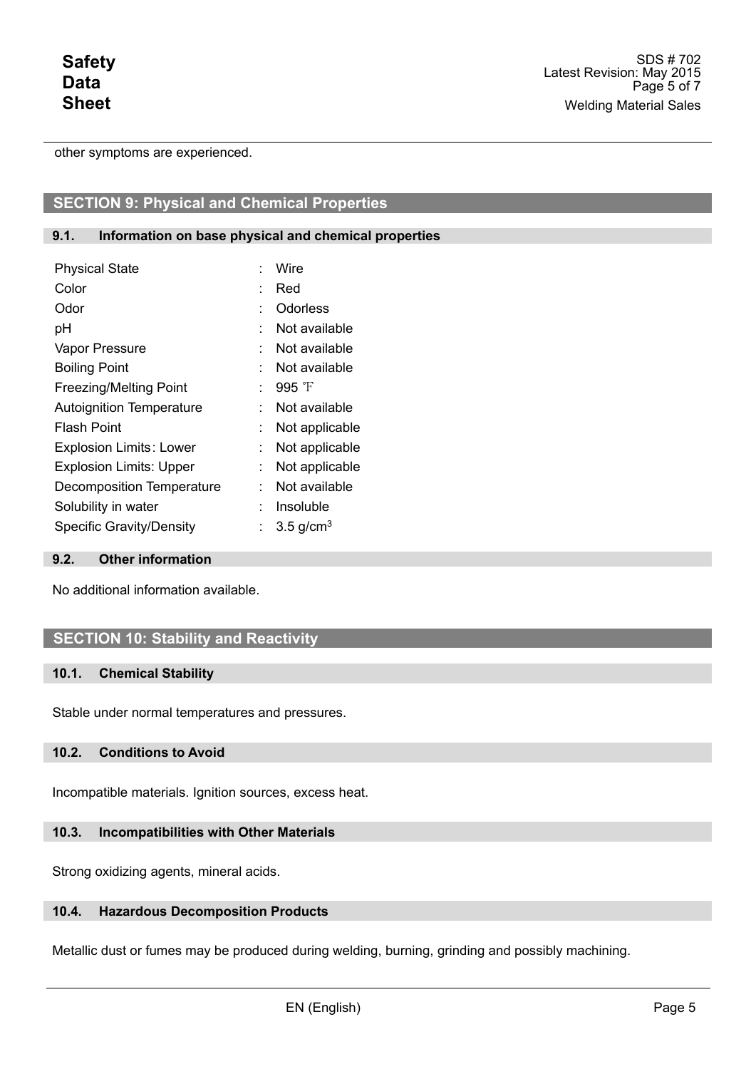other symptoms are experienced.

## SECTION 9: Physical and Chemical Properties

### 9.1. Information on base physical and chemical properties

| Property | | Value |
|---|---|---|
| Physical State | : | Wire |
| Color | : | Red |
| Odor | : | Odorless |
| pH | : | Not available |
| Vapor Pressure | : | Not available |
| Boiling Point | : | Not available |
| Freezing/Melting Point | : | 995 ℉ |
| Autoignition Temperature | : | Not available |
| Flash Point | : | Not applicable |
| Explosion Limits: Lower | : | Not applicable |
| Explosion Limits: Upper | : | Not applicable |
| Decomposition Temperature | : | Not available |
| Solubility in water | : | Insoluble |
| Specific Gravity/Density | : | 3.5 $g/cm^3$ |

### 9.2. Other information

No additional information available.

## SECTION 10: Stability and Reactivity

### 10.1. Chemical Stability

Stable under normal temperatures and pressures.

### 10.2. Conditions to Avoid

Incompatible materials. Ignition sources, excess heat.

### 10.3. Incompatibilities with Other Materials

Strong oxidizing agents, mineral acids.

### 10.4. Hazardous Decomposition Products

Metallic dust or fumes may be produced during welding, burning, grinding and possibly machining.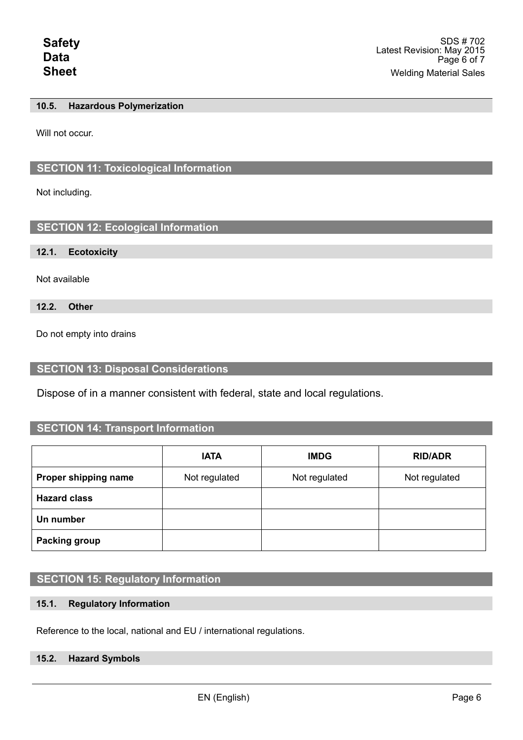### 10.5. Hazardous Polymerization

Will not occur.

## SECTION 11: Toxicological Information

Not including.

## SECTION 12: Ecological Information

### 12.1. Ecotoxicity

Not available

### 12.2. Other

Do not empty into drains

## SECTION 13: Disposal Considerations

Dispose of in a manner consistent with federal, state and local regulations.

## SECTION 14: Transport Information

| | IATA | IMDG | RID/ADR |
|---|---|---|---|
| **Proper shipping name** | Not regulated | Not regulated | Not regulated |
| **Hazard class** | | | |
| **Un number** | | | |
| **Packing group** | | | |

## SECTION 15: Regulatory Information

### 15.1. Regulatory Information

Reference to the local, national and EU / international regulations.

### 15.2. Hazard Symbols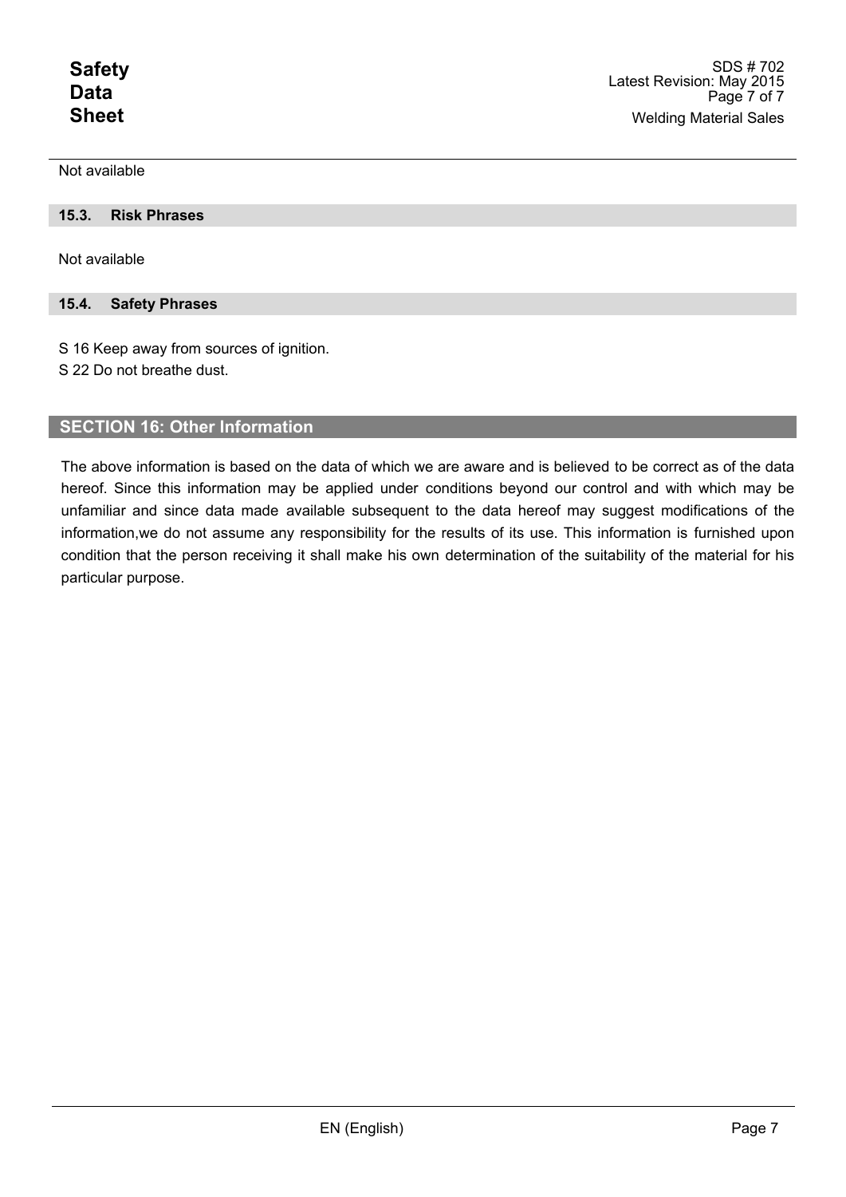Not available

### 15.3. Risk Phrases

Not available

### 15.4. Safety Phrases

S 16 Keep away from sources of ignition.
S 22 Do not breathe dust.

## SECTION 16: Other Information

The above information is based on the data of which we are aware and is believed to be correct as of the data hereof. Since this information may be applied under conditions beyond our control and with which may be unfamiliar and since data made available subsequent to the data hereof may suggest modifications of the information,we do not assume any responsibility for the results of its use. This information is furnished upon condition that the person receiving it shall make his own determination of the suitability of the material for his particular purpose.